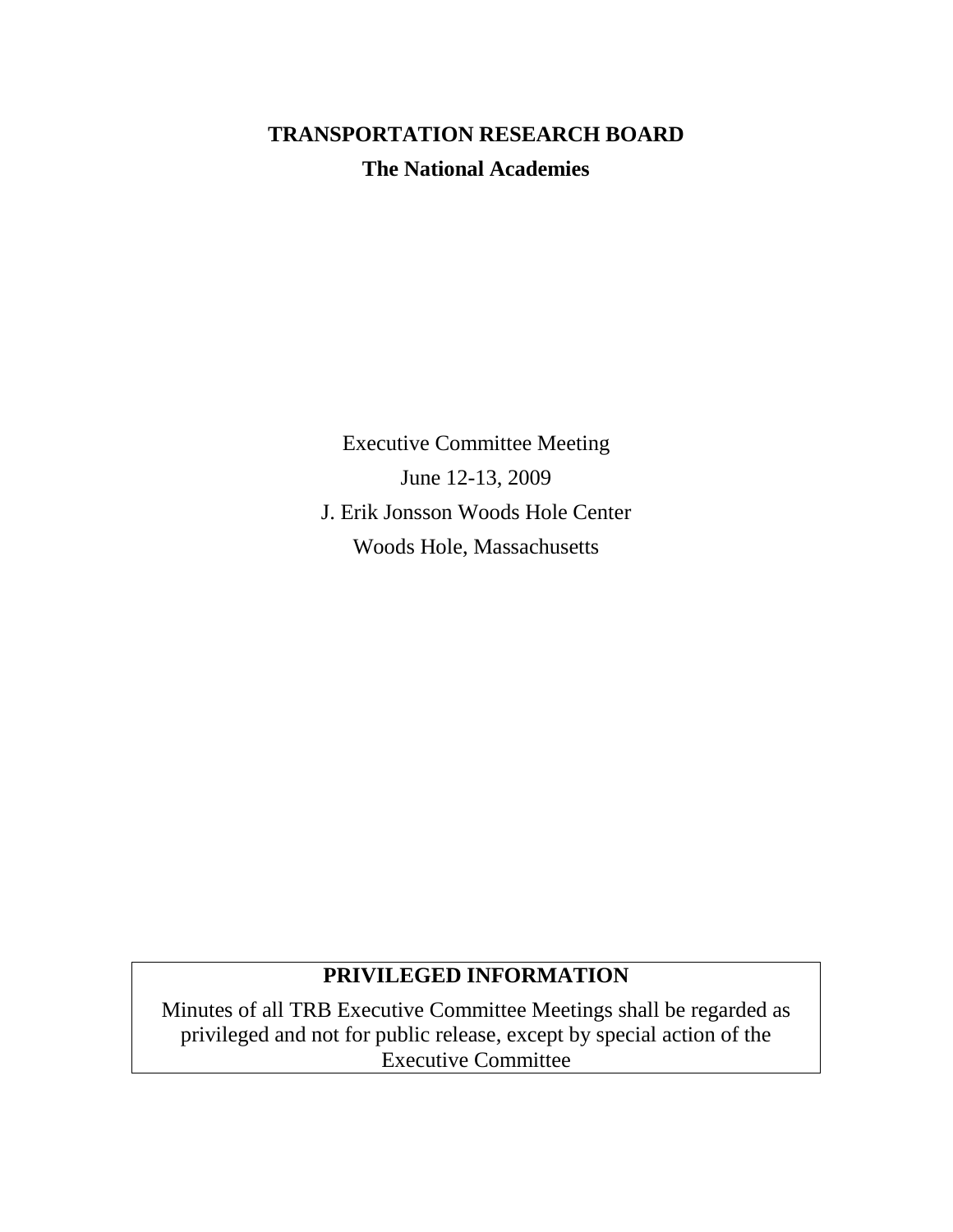# TRANSPORTATION RESEARCH BOARD

## The National Academies

Executive Committee Meeting

June 12-13, 2009

J. Erik Jonsson Woods Hole Center

Woods Hole, Massachusetts

**PRIVILEGED INFORMATION**

Minutes of all TRB Executive Committee Meetings shall be regarded as privileged and not for public release, except by special action of the Executive Committee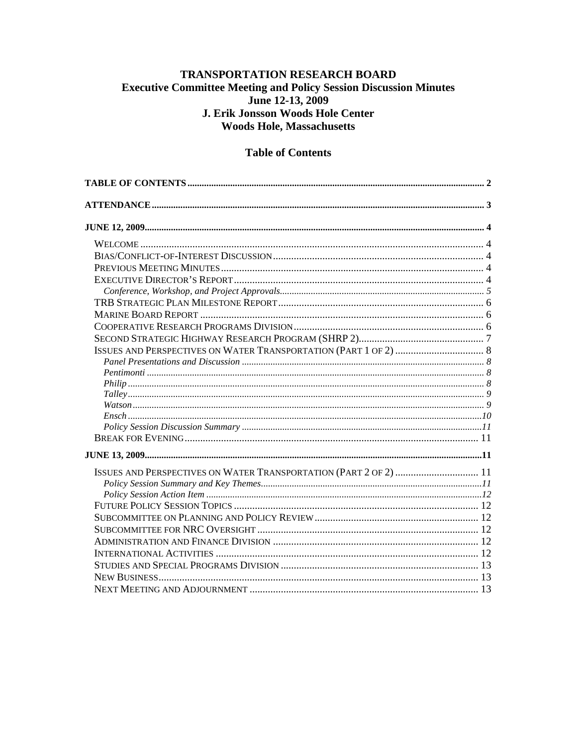# TRANSPORTATION RESEARCH BOARD

## Executive Committee Meeting and Policy Session Discussion Minutes

**June 12-13, 2009**

**J. Erik Jonsson Woods Hole Center**

**Woods Hole, Massachusetts**

## Table of Contents

**TABLE OF CONTENTS** ..... 2

**ATTENDANCE** ..... 3

**JUNE 12, 2009** ..... 4

- WELCOME ..... 4
- BIAS/CONFLICT-OF-INTEREST DISCUSSION ..... 4
- PREVIOUS MEETING MINUTES ..... 4
- EXECUTIVE DIRECTOR'S REPORT ..... 4
  - *Conference, Workshop, and Project Approvals* ..... 5
- TRB STRATEGIC PLAN MILESTONE REPORT ..... 6
- MARINE BOARD REPORT ..... 6
- COOPERATIVE RESEARCH PROGRAMS DIVISION ..... 6
- SECOND STRATEGIC HIGHWAY RESEARCH PROGRAM (SHRP 2) ..... 7
- ISSUES AND PERSPECTIVES ON WATER TRANSPORTATION (PART 1 OF 2) ..... 8
  - *Panel Presentations and Discussion* ..... 8
  - *Pentimonti* ..... 8
  - *Philip* ..... 8
  - *Talley* ..... 9
  - *Watson* ..... 9
  - *Ensch* ..... 10
  - *Policy Session Discussion Summary* ..... 11
- BREAK FOR EVENING ..... 11

**JUNE 13, 2009** ..... 11

- ISSUES AND PERSPECTIVES ON WATER TRANSPORTATION (PART 2 OF 2) ..... 11
  - *Policy Session Summary and Key Themes* ..... 11
  - *Policy Session Action Item* ..... 12
- FUTURE POLICY SESSION TOPICS ..... 12
- SUBCOMMITTEE ON PLANNING AND POLICY REVIEW ..... 12
- SUBCOMMITTEE FOR NRC OVERSIGHT ..... 12
- ADMINISTRATION AND FINANCE DIVISION ..... 12
- INTERNATIONAL ACTIVITIES ..... 12
- STUDIES AND SPECIAL PROGRAMS DIVISION ..... 13
- NEW BUSINESS ..... 13
- NEXT MEETING AND ADJOURNMENT ..... 13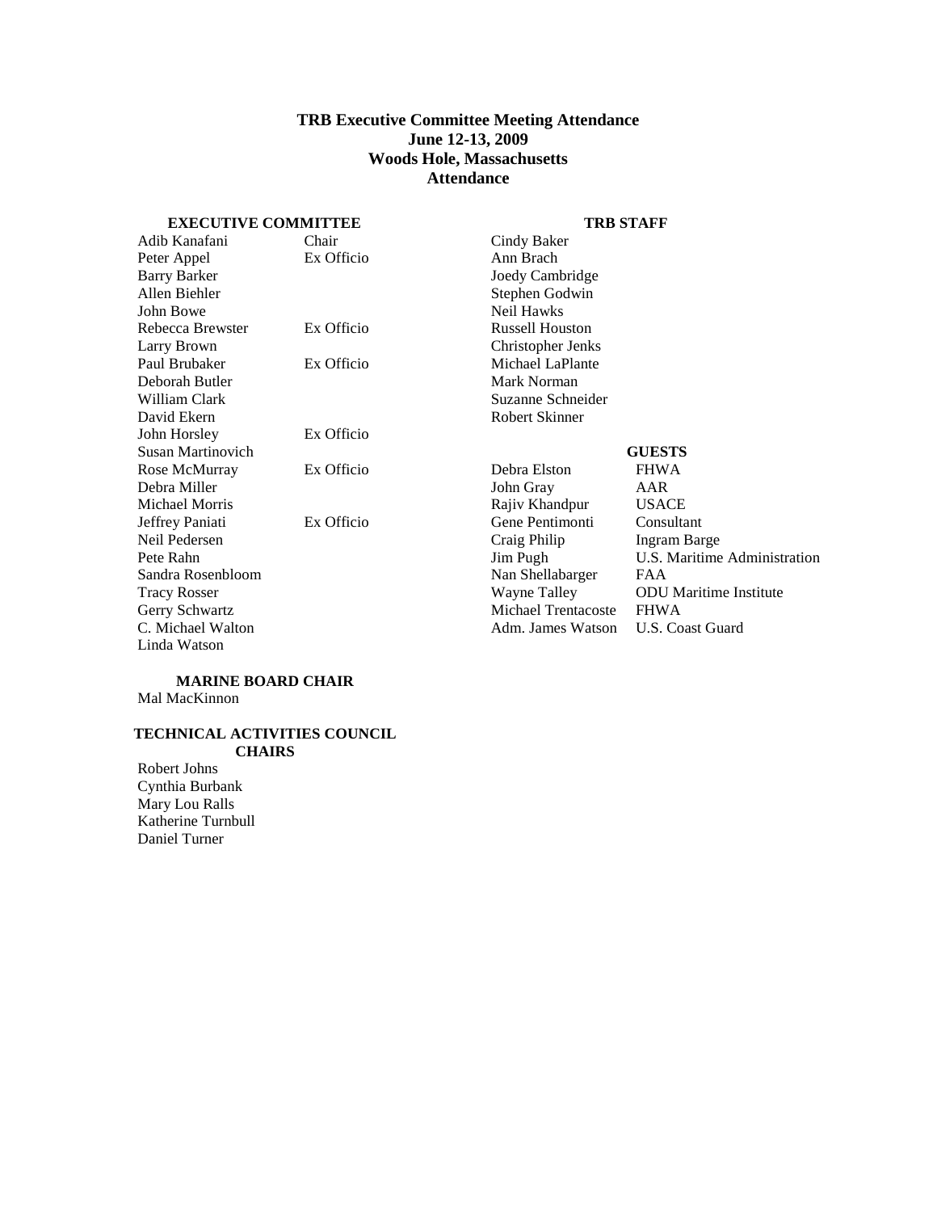# TRB Executive Committee Meeting Attendance
## June 12-13, 2009
## Woods Hole, Massachusetts
## Attendance

### EXECUTIVE COMMITTEE

| Name | Role |
|---|---|
| Adib Kanafani | Chair |
| Peter Appel | Ex Officio |
| Barry Barker | |
| Allen Biehler | |
| John Bowe | |
| Rebecca Brewster | Ex Officio |
| Larry Brown | |
| Paul Brubaker | Ex Officio |
| Deborah Butler | |
| William Clark | |
| David Ekern | |
| John Horsley | Ex Officio |
| Susan Martinovich | |
| Rose McMurray | Ex Officio |
| Debra Miller | |
| Michael Morris | |
| Jeffrey Paniati | Ex Officio |
| Neil Pedersen | |
| Pete Rahn | |
| Sandra Rosenbloom | |
| Tracy Rosser | |
| Gerry Schwartz | |
| C. Michael Walton | |
| Linda Watson | |

### MARINE BOARD CHAIR

Mal MacKinnon

### TECHNICAL ACTIVITIES COUNCIL CHAIRS

Robert Johns
Cynthia Burbank
Mary Lou Ralls
Katherine Turnbull
Daniel Turner

### TRB STAFF

Cindy Baker
Ann Brach
Joedy Cambridge
Stephen Godwin
Neil Hawks
Russell Houston
Christopher Jenks
Michael LaPlante
Mark Norman
Suzanne Schneider
Robert Skinner

### GUESTS

| Name | Affiliation |
|---|---|
| Debra Elston | FHWA |
| John Gray | AAR |
| Rajiv Khandpur | USACE |
| Gene Pentimonti | Consultant |
| Craig Philip | Ingram Barge |
| Jim Pugh | U.S. Maritime Administration |
| Nan Shellabarger | FAA |
| Wayne Talley | ODU Maritime Institute |
| Michael Trentacoste | FHWA |
| Adm. James Watson | U.S. Coast Guard |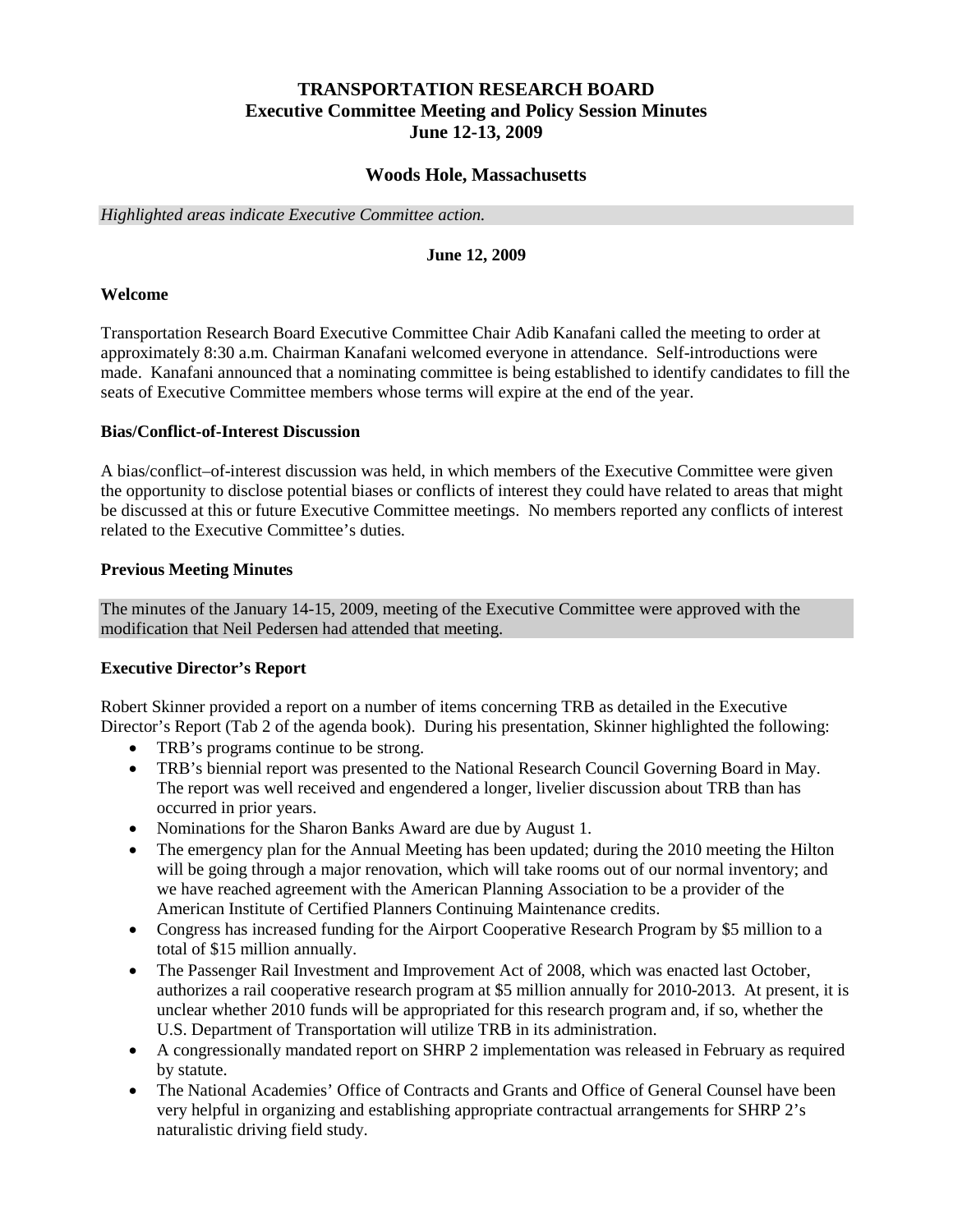# TRANSPORTATION RESEARCH BOARD
## Executive Committee Meeting and Policy Session Minutes
## June 12-13, 2009

## Woods Hole, Massachusetts

*Highlighted areas indicate Executive Committee action.*

**June 12, 2009**

### Welcome

Transportation Research Board Executive Committee Chair Adib Kanafani called the meeting to order at approximately 8:30 a.m. Chairman Kanafani welcomed everyone in attendance. Self-introductions were made. Kanafani announced that a nominating committee is being established to identify candidates to fill the seats of Executive Committee members whose terms will expire at the end of the year.

### Bias/Conflict-of-Interest Discussion

A bias/conflict–of-interest discussion was held, in which members of the Executive Committee were given the opportunity to disclose potential biases or conflicts of interest they could have related to areas that might be discussed at this or future Executive Committee meetings. No members reported any conflicts of interest related to the Executive Committee's duties.

### Previous Meeting Minutes

The minutes of the January 14-15, 2009, meeting of the Executive Committee were approved with the modification that Neil Pedersen had attended that meeting.

### Executive Director's Report

Robert Skinner provided a report on a number of items concerning TRB as detailed in the Executive Director's Report (Tab 2 of the agenda book). During his presentation, Skinner highlighted the following:

- TRB's programs continue to be strong.
- TRB's biennial report was presented to the National Research Council Governing Board in May. The report was well received and engendered a longer, livelier discussion about TRB than has occurred in prior years.
- Nominations for the Sharon Banks Award are due by August 1.
- The emergency plan for the Annual Meeting has been updated; during the 2010 meeting the Hilton will be going through a major renovation, which will take rooms out of our normal inventory; and we have reached agreement with the American Planning Association to be a provider of the American Institute of Certified Planners Continuing Maintenance credits.
- Congress has increased funding for the Airport Cooperative Research Program by $5 million to a total of $15 million annually.
- The Passenger Rail Investment and Improvement Act of 2008, which was enacted last October, authorizes a rail cooperative research program at $5 million annually for 2010-2013. At present, it is unclear whether 2010 funds will be appropriated for this research program and, if so, whether the U.S. Department of Transportation will utilize TRB in its administration.
- A congressionally mandated report on SHRP 2 implementation was released in February as required by statute.
- The National Academies' Office of Contracts and Grants and Office of General Counsel have been very helpful in organizing and establishing appropriate contractual arrangements for SHRP 2's naturalistic driving field study.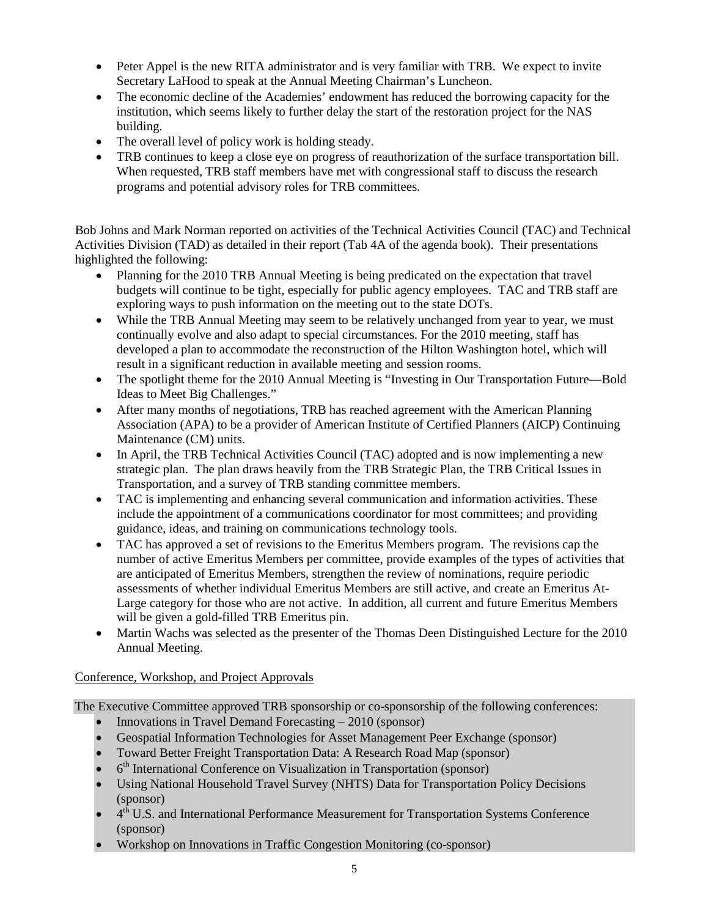- Peter Appel is the new RITA administrator and is very familiar with TRB. We expect to invite Secretary LaHood to speak at the Annual Meeting Chairman's Luncheon.
- The economic decline of the Academies' endowment has reduced the borrowing capacity for the institution, which seems likely to further delay the start of the restoration project for the NAS building.
- The overall level of policy work is holding steady.
- TRB continues to keep a close eye on progress of reauthorization of the surface transportation bill. When requested, TRB staff members have met with congressional staff to discuss the research programs and potential advisory roles for TRB committees.

Bob Johns and Mark Norman reported on activities of the Technical Activities Council (TAC) and Technical Activities Division (TAD) as detailed in their report (Tab 4A of the agenda book). Their presentations highlighted the following:

- Planning for the 2010 TRB Annual Meeting is being predicated on the expectation that travel budgets will continue to be tight, especially for public agency employees. TAC and TRB staff are exploring ways to push information on the meeting out to the state DOTs.
- While the TRB Annual Meeting may seem to be relatively unchanged from year to year, we must continually evolve and also adapt to special circumstances. For the 2010 meeting, staff has developed a plan to accommodate the reconstruction of the Hilton Washington hotel, which will result in a significant reduction in available meeting and session rooms.
- The spotlight theme for the 2010 Annual Meeting is "Investing in Our Transportation Future—Bold Ideas to Meet Big Challenges."
- After many months of negotiations, TRB has reached agreement with the American Planning Association (APA) to be a provider of American Institute of Certified Planners (AICP) Continuing Maintenance (CM) units.
- In April, the TRB Technical Activities Council (TAC) adopted and is now implementing a new strategic plan. The plan draws heavily from the TRB Strategic Plan, the TRB Critical Issues in Transportation, and a survey of TRB standing committee members.
- TAC is implementing and enhancing several communication and information activities. These include the appointment of a communications coordinator for most committees; and providing guidance, ideas, and training on communications technology tools.
- TAC has approved a set of revisions to the Emeritus Members program. The revisions cap the number of active Emeritus Members per committee, provide examples of the types of activities that are anticipated of Emeritus Members, strengthen the review of nominations, require periodic assessments of whether individual Emeritus Members are still active, and create an Emeritus At-Large category for those who are not active. In addition, all current and future Emeritus Members will be given a gold-filled TRB Emeritus pin.
- Martin Wachs was selected as the presenter of the Thomas Deen Distinguished Lecture for the 2010 Annual Meeting.

Conference, Workshop, and Project Approvals

The Executive Committee approved TRB sponsorship or co-sponsorship of the following conferences:

- Innovations in Travel Demand Forecasting – 2010 (sponsor)
- Geospatial Information Technologies for Asset Management Peer Exchange (sponsor)
- Toward Better Freight Transportation Data: A Research Road Map (sponsor)
- 6th International Conference on Visualization in Transportation (sponsor)
- Using National Household Travel Survey (NHTS) Data for Transportation Policy Decisions (sponsor)
- 4th U.S. and International Performance Measurement for Transportation Systems Conference (sponsor)
- Workshop on Innovations in Traffic Congestion Monitoring (co-sponsor)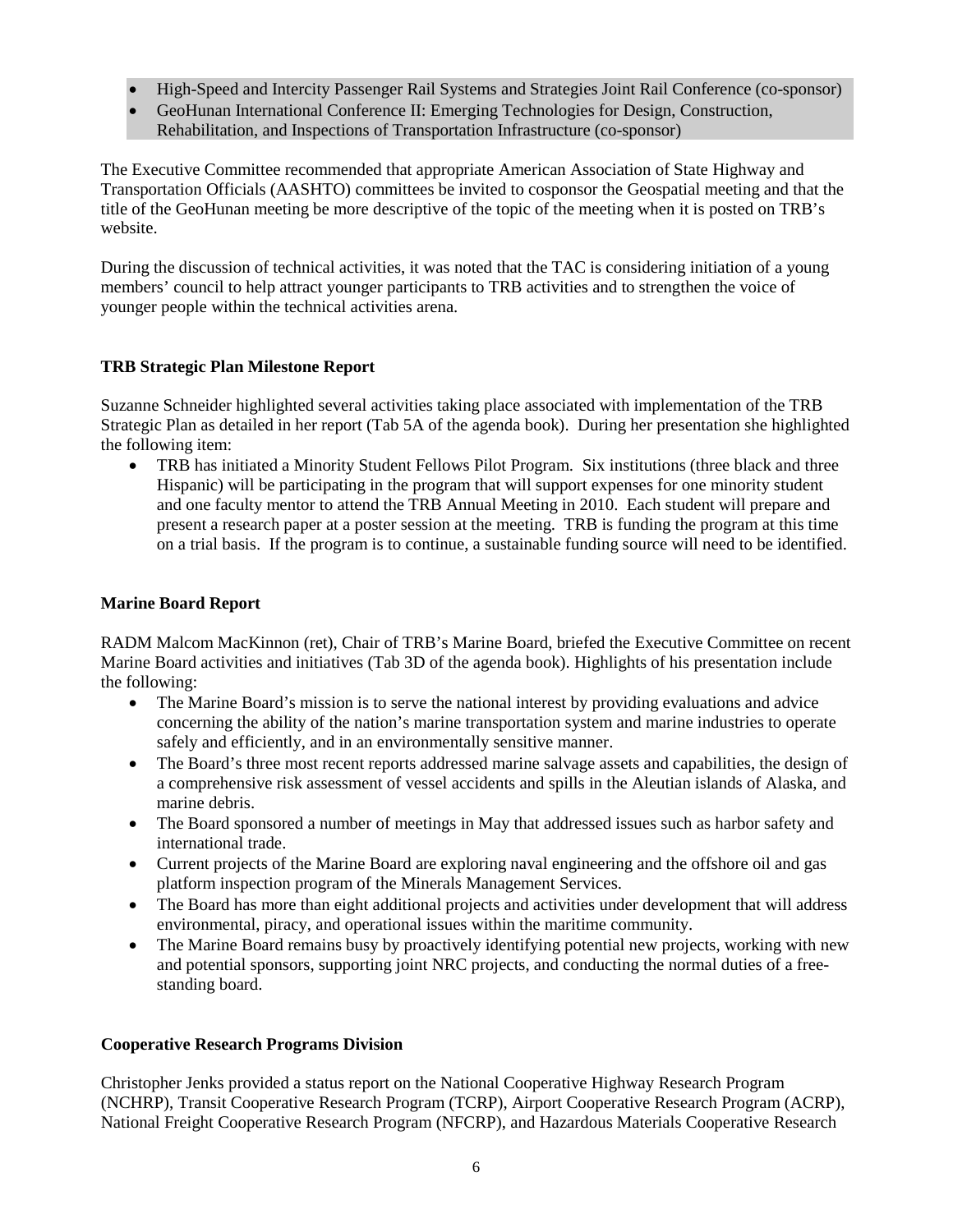- High-Speed and Intercity Passenger Rail Systems and Strategies Joint Rail Conference (co-sponsor)
- GeoHunan International Conference II: Emerging Technologies for Design, Construction, Rehabilitation, and Inspections of Transportation Infrastructure (co-sponsor)

The Executive Committee recommended that appropriate American Association of State Highway and Transportation Officials (AASHTO) committees be invited to cosponsor the Geospatial meeting and that the title of the GeoHunan meeting be more descriptive of the topic of the meeting when it is posted on TRB's website.

During the discussion of technical activities, it was noted that the TAC is considering initiation of a young members' council to help attract younger participants to TRB activities and to strengthen the voice of younger people within the technical activities arena.

**TRB Strategic Plan Milestone Report**

Suzanne Schneider highlighted several activities taking place associated with implementation of the TRB Strategic Plan as detailed in her report (Tab 5A of the agenda book). During her presentation she highlighted the following item:

- TRB has initiated a Minority Student Fellows Pilot Program. Six institutions (three black and three Hispanic) will be participating in the program that will support expenses for one minority student and one faculty mentor to attend the TRB Annual Meeting in 2010. Each student will prepare and present a research paper at a poster session at the meeting. TRB is funding the program at this time on a trial basis. If the program is to continue, a sustainable funding source will need to be identified.

**Marine Board Report**

RADM Malcom MacKinnon (ret), Chair of TRB's Marine Board, briefed the Executive Committee on recent Marine Board activities and initiatives (Tab 3D of the agenda book). Highlights of his presentation include the following:

- The Marine Board's mission is to serve the national interest by providing evaluations and advice concerning the ability of the nation's marine transportation system and marine industries to operate safely and efficiently, and in an environmentally sensitive manner.
- The Board's three most recent reports addressed marine salvage assets and capabilities, the design of a comprehensive risk assessment of vessel accidents and spills in the Aleutian islands of Alaska, and marine debris.
- The Board sponsored a number of meetings in May that addressed issues such as harbor safety and international trade.
- Current projects of the Marine Board are exploring naval engineering and the offshore oil and gas platform inspection program of the Minerals Management Services.
- The Board has more than eight additional projects and activities under development that will address environmental, piracy, and operational issues within the maritime community.
- The Marine Board remains busy by proactively identifying potential new projects, working with new and potential sponsors, supporting joint NRC projects, and conducting the normal duties of a free-standing board.

**Cooperative Research Programs Division**

Christopher Jenks provided a status report on the National Cooperative Highway Research Program (NCHRP), Transit Cooperative Research Program (TCRP), Airport Cooperative Research Program (ACRP), National Freight Cooperative Research Program (NFCRP), and Hazardous Materials Cooperative Research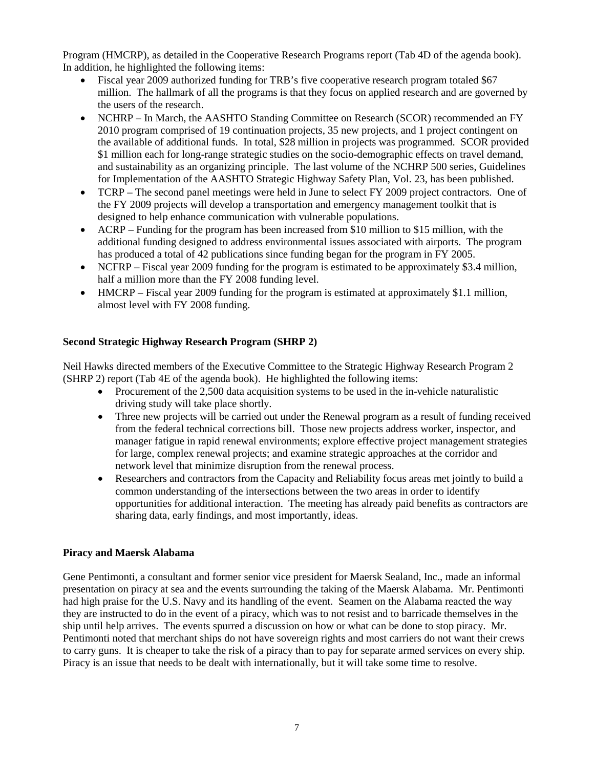Program (HMCRP), as detailed in the Cooperative Research Programs report (Tab 4D of the agenda book). In addition, he highlighted the following items:

- Fiscal year 2009 authorized funding for TRB's five cooperative research program totaled $67 million. The hallmark of all the programs is that they focus on applied research and are governed by the users of the research.
- NCHRP – In March, the AASHTO Standing Committee on Research (SCOR) recommended an FY 2010 program comprised of 19 continuation projects, 35 new projects, and 1 project contingent on the available of additional funds. In total, $28 million in projects was programmed. SCOR provided $1 million each for long-range strategic studies on the socio-demographic effects on travel demand, and sustainability as an organizing principle. The last volume of the NCHRP 500 series, Guidelines for Implementation of the AASHTO Strategic Highway Safety Plan, Vol. 23, has been published.
- TCRP – The second panel meetings were held in June to select FY 2009 project contractors. One of the FY 2009 projects will develop a transportation and emergency management toolkit that is designed to help enhance communication with vulnerable populations.
- ACRP – Funding for the program has been increased from $10 million to $15 million, with the additional funding designed to address environmental issues associated with airports. The program has produced a total of 42 publications since funding began for the program in FY 2005.
- NCFRP – Fiscal year 2009 funding for the program is estimated to be approximately $3.4 million, half a million more than the FY 2008 funding level.
- HMCRP – Fiscal year 2009 funding for the program is estimated at approximately $1.1 million, almost level with FY 2008 funding.

**Second Strategic Highway Research Program (SHRP 2)**

Neil Hawks directed members of the Executive Committee to the Strategic Highway Research Program 2 (SHRP 2) report (Tab 4E of the agenda book). He highlighted the following items:

- Procurement of the 2,500 data acquisition systems to be used in the in-vehicle naturalistic driving study will take place shortly.
- Three new projects will be carried out under the Renewal program as a result of funding received from the federal technical corrections bill. Those new projects address worker, inspector, and manager fatigue in rapid renewal environments; explore effective project management strategies for large, complex renewal projects; and examine strategic approaches at the corridor and network level that minimize disruption from the renewal process.
- Researchers and contractors from the Capacity and Reliability focus areas met jointly to build a common understanding of the intersections between the two areas in order to identify opportunities for additional interaction. The meeting has already paid benefits as contractors are sharing data, early findings, and most importantly, ideas.

**Piracy and Maersk Alabama**

Gene Pentimonti, a consultant and former senior vice president for Maersk Sealand, Inc., made an informal presentation on piracy at sea and the events surrounding the taking of the Maersk Alabama. Mr. Pentimonti had high praise for the U.S. Navy and its handling of the event. Seamen on the Alabama reacted the way they are instructed to do in the event of a piracy, which was to not resist and to barricade themselves in the ship until help arrives. The events spurred a discussion on how or what can be done to stop piracy. Mr. Pentimonti noted that merchant ships do not have sovereign rights and most carriers do not want their crews to carry guns. It is cheaper to take the risk of a piracy than to pay for separate armed services on every ship. Piracy is an issue that needs to be dealt with internationally, but it will take some time to resolve.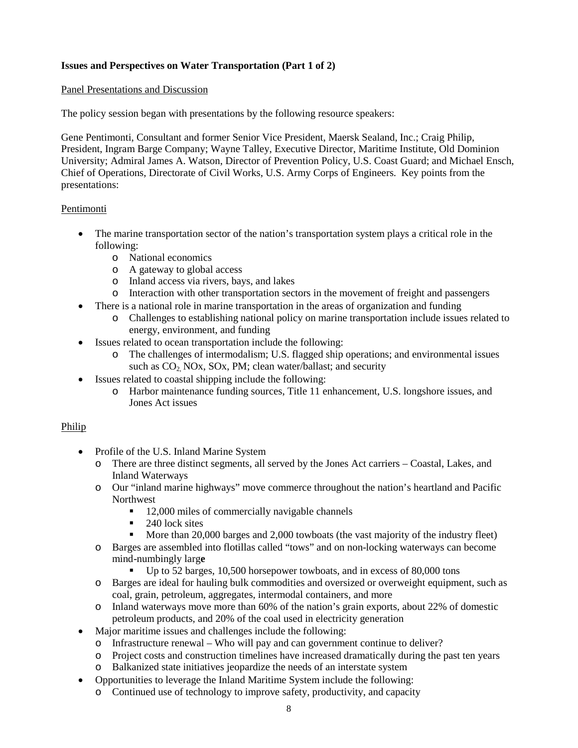**Issues and Perspectives on Water Transportation (Part 1 of 2)**

Panel Presentations and Discussion

The policy session began with presentations by the following resource speakers:

Gene Pentimonti, Consultant and former Senior Vice President, Maersk Sealand, Inc.; Craig Philip, President, Ingram Barge Company; Wayne Talley, Executive Director, Maritime Institute, Old Dominion University; Admiral James A. Watson, Director of Prevention Policy, U.S. Coast Guard; and Michael Ensch, Chief of Operations, Directorate of Civil Works, U.S. Army Corps of Engineers. Key points from the presentations:

Pentimonti

- The marine transportation sector of the nation's transportation system plays a critical role in the following:
  - National economics
  - A gateway to global access
  - Inland access via rivers, bays, and lakes
  - Interaction with other transportation sectors in the movement of freight and passengers
- There is a national role in marine transportation in the areas of organization and funding
  - Challenges to establishing national policy on marine transportation include issues related to energy, environment, and funding
- Issues related to ocean transportation include the following:
  - The challenges of intermodalism; U.S. flagged ship operations; and environmental issues such as $CO_2$, NOx, SOx, PM; clean water/ballast; and security
- Issues related to coastal shipping include the following:
  - Harbor maintenance funding sources, Title 11 enhancement, U.S. longshore issues, and Jones Act issues

Philip

- Profile of the U.S. Inland Marine System
  - There are three distinct segments, all served by the Jones Act carriers – Coastal, Lakes, and Inland Waterways
  - Our "inland marine highways" move commerce throughout the nation's heartland and Pacific Northwest
    - 12,000 miles of commercially navigable channels
    - 240 lock sites
    - More than 20,000 barges and 2,000 towboats (the vast majority of the industry fleet)
  - Barges are assembled into flotillas called "tows" and on non-locking waterways can become mind-numbingly large
    - Up to 52 barges, 10,500 horsepower towboats, and in excess of 80,000 tons
  - Barges are ideal for hauling bulk commodities and oversized or overweight equipment, such as coal, grain, petroleum, aggregates, intermodal containers, and more
  - Inland waterways move more than 60% of the nation's grain exports, about 22% of domestic petroleum products, and 20% of the coal used in electricity generation
- Major maritime issues and challenges include the following:
  - Infrastructure renewal – Who will pay and can government continue to deliver?
  - Project costs and construction timelines have increased dramatically during the past ten years
  - Balkanized state initiatives jeopardize the needs of an interstate system
- Opportunities to leverage the Inland Maritime System include the following:
  - Continued use of technology to improve safety, productivity, and capacity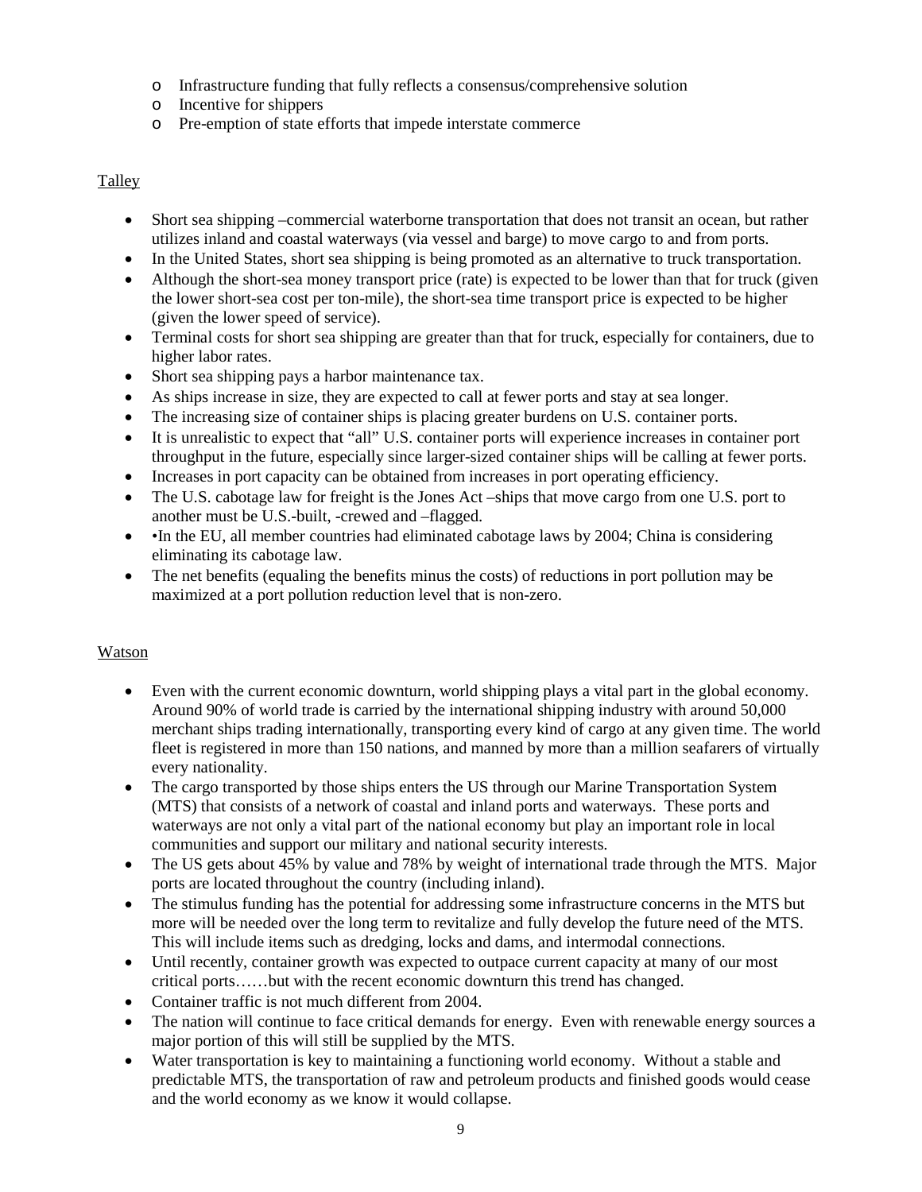- Infrastructure funding that fully reflects a consensus/comprehensive solution
    - Incentive for shippers
    - Pre-emption of state efforts that impede interstate commerce

Talley

- Short sea shipping –commercial waterborne transportation that does not transit an ocean, but rather utilizes inland and coastal waterways (via vessel and barge) to move cargo to and from ports.
- In the United States, short sea shipping is being promoted as an alternative to truck transportation.
- Although the short-sea money transport price (rate) is expected to be lower than that for truck (given the lower short-sea cost per ton-mile), the short-sea time transport price is expected to be higher (given the lower speed of service).
- Terminal costs for short sea shipping are greater than that for truck, especially for containers, due to higher labor rates.
- Short sea shipping pays a harbor maintenance tax.
- As ships increase in size, they are expected to call at fewer ports and stay at sea longer.
- The increasing size of container ships is placing greater burdens on U.S. container ports.
- It is unrealistic to expect that "all" U.S. container ports will experience increases in container port throughput in the future, especially since larger-sized container ships will be calling at fewer ports.
- Increases in port capacity can be obtained from increases in port operating efficiency.
- The U.S. cabotage law for freight is the Jones Act –ships that move cargo from one U.S. port to another must be U.S.-built, -crewed and –flagged.
- •In the EU, all member countries had eliminated cabotage laws by 2004; China is considering eliminating its cabotage law.
- The net benefits (equaling the benefits minus the costs) of reductions in port pollution may be maximized at a port pollution reduction level that is non-zero.

Watson

- Even with the current economic downturn, world shipping plays a vital part in the global economy. Around 90% of world trade is carried by the international shipping industry with around 50,000 merchant ships trading internationally, transporting every kind of cargo at any given time. The world fleet is registered in more than 150 nations, and manned by more than a million seafarers of virtually every nationality.
- The cargo transported by those ships enters the US through our Marine Transportation System (MTS) that consists of a network of coastal and inland ports and waterways. These ports and waterways are not only a vital part of the national economy but play an important role in local communities and support our military and national security interests.
- The US gets about 45% by value and 78% by weight of international trade through the MTS. Major ports are located throughout the country (including inland).
- The stimulus funding has the potential for addressing some infrastructure concerns in the MTS but more will be needed over the long term to revitalize and fully develop the future need of the MTS. This will include items such as dredging, locks and dams, and intermodal connections.
- Until recently, container growth was expected to outpace current capacity at many of our most critical ports……but with the recent economic downturn this trend has changed.
- Container traffic is not much different from 2004.
- The nation will continue to face critical demands for energy. Even with renewable energy sources a major portion of this will still be supplied by the MTS.
- Water transportation is key to maintaining a functioning world economy. Without a stable and predictable MTS, the transportation of raw and petroleum products and finished goods would cease and the world economy as we know it would collapse.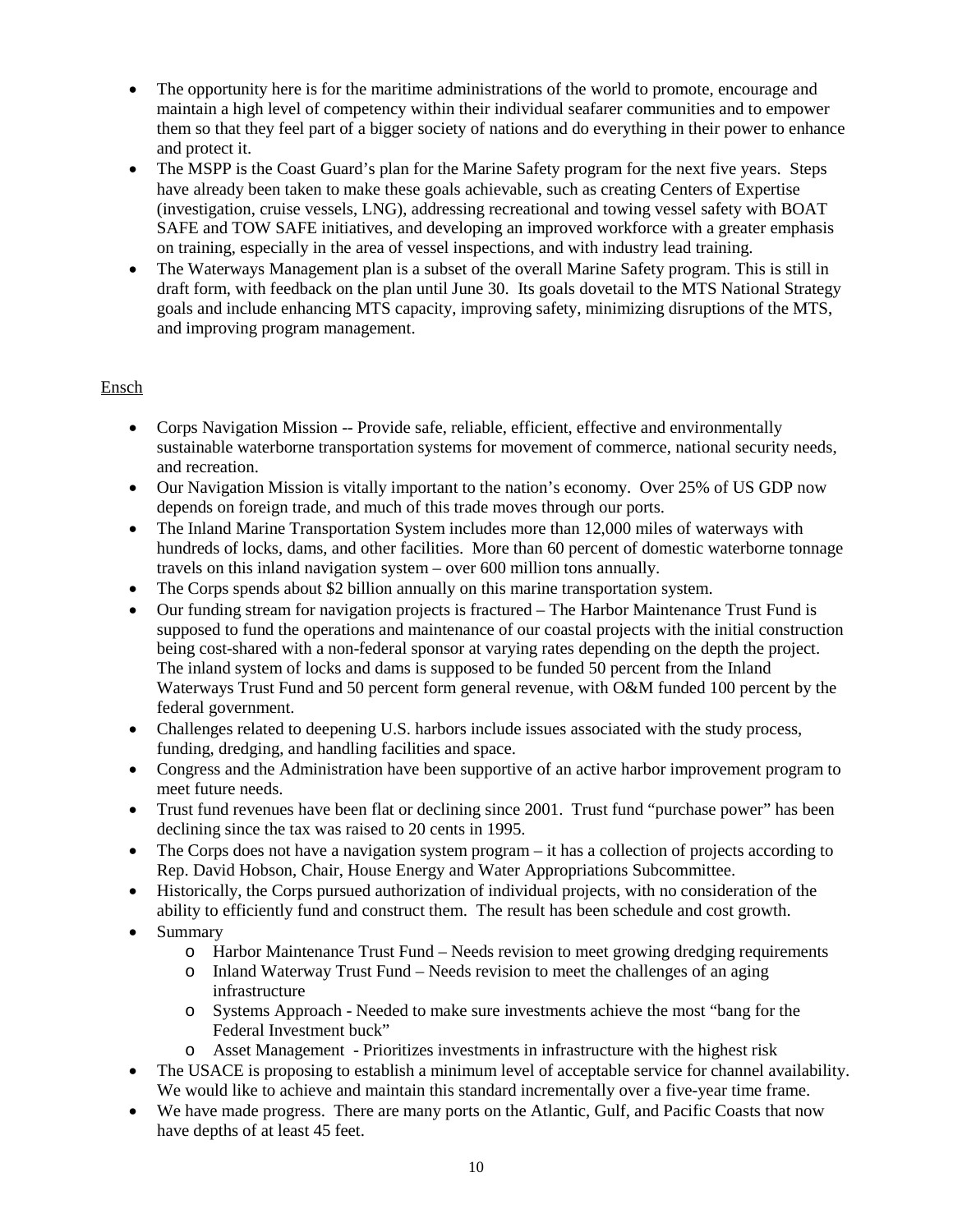- The opportunity here is for the maritime administrations of the world to promote, encourage and maintain a high level of competency within their individual seafarer communities and to empower them so that they feel part of a bigger society of nations and do everything in their power to enhance and protect it.
- The MSPP is the Coast Guard's plan for the Marine Safety program for the next five years. Steps have already been taken to make these goals achievable, such as creating Centers of Expertise (investigation, cruise vessels, LNG), addressing recreational and towing vessel safety with BOAT SAFE and TOW SAFE initiatives, and developing an improved workforce with a greater emphasis on training, especially in the area of vessel inspections, and with industry lead training.
- The Waterways Management plan is a subset of the overall Marine Safety program. This is still in draft form, with feedback on the plan until June 30. Its goals dovetail to the MTS National Strategy goals and include enhancing MTS capacity, improving safety, minimizing disruptions of the MTS, and improving program management.

<u>Ensch</u>

- Corps Navigation Mission -- Provide safe, reliable, efficient, effective and environmentally sustainable waterborne transportation systems for movement of commerce, national security needs, and recreation.
- Our Navigation Mission is vitally important to the nation's economy. Over 25% of US GDP now depends on foreign trade, and much of this trade moves through our ports.
- The Inland Marine Transportation System includes more than 12,000 miles of waterways with hundreds of locks, dams, and other facilities. More than 60 percent of domestic waterborne tonnage travels on this inland navigation system – over 600 million tons annually.
- The Corps spends about $2 billion annually on this marine transportation system.
- Our funding stream for navigation projects is fractured – The Harbor Maintenance Trust Fund is supposed to fund the operations and maintenance of our coastal projects with the initial construction being cost-shared with a non-federal sponsor at varying rates depending on the depth the project. The inland system of locks and dams is supposed to be funded 50 percent from the Inland Waterways Trust Fund and 50 percent form general revenue, with O&M funded 100 percent by the federal government.
- Challenges related to deepening U.S. harbors include issues associated with the study process, funding, dredging, and handling facilities and space.
- Congress and the Administration have been supportive of an active harbor improvement program to meet future needs.
- Trust fund revenues have been flat or declining since 2001. Trust fund "purchase power" has been declining since the tax was raised to 20 cents in 1995.
- The Corps does not have a navigation system program – it has a collection of projects according to Rep. David Hobson, Chair, House Energy and Water Appropriations Subcommittee.
- Historically, the Corps pursued authorization of individual projects, with no consideration of the ability to efficiently fund and construct them. The result has been schedule and cost growth.
- Summary
  - Harbor Maintenance Trust Fund – Needs revision to meet growing dredging requirements
  - Inland Waterway Trust Fund – Needs revision to meet the challenges of an aging infrastructure
  - Systems Approach - Needed to make sure investments achieve the most "bang for the Federal Investment buck"
  - Asset Management - Prioritizes investments in infrastructure with the highest risk
- The USACE is proposing to establish a minimum level of acceptable service for channel availability. We would like to achieve and maintain this standard incrementally over a five-year time frame.
- We have made progress. There are many ports on the Atlantic, Gulf, and Pacific Coasts that now have depths of at least 45 feet.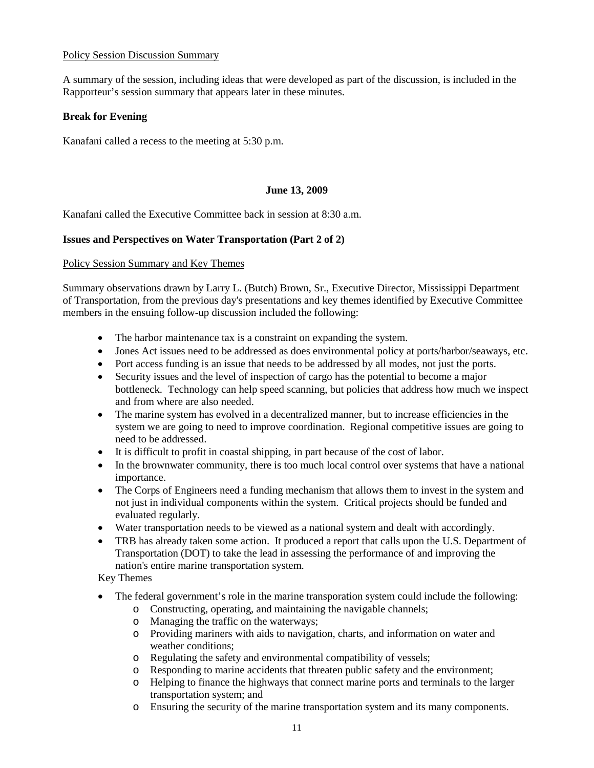Policy Session Discussion Summary

A summary of the session, including ideas that were developed as part of the discussion, is included in the Rapporteur's session summary that appears later in these minutes.

**Break for Evening**

Kanafani called a recess to the meeting at 5:30 p.m.

**June 13, 2009**

Kanafani called the Executive Committee back in session at 8:30 a.m.

**Issues and Perspectives on Water Transportation (Part 2 of 2)**

Policy Session Summary and Key Themes

Summary observations drawn by Larry L. (Butch) Brown, Sr., Executive Director, Mississippi Department of Transportation, from the previous day's presentations and key themes identified by Executive Committee members in the ensuing follow-up discussion included the following:

- The harbor maintenance tax is a constraint on expanding the system.
- Jones Act issues need to be addressed as does environmental policy at ports/harbor/seaways, etc.
- Port access funding is an issue that needs to be addressed by all modes, not just the ports.
- Security issues and the level of inspection of cargo has the potential to become a major bottleneck. Technology can help speed scanning, but policies that address how much we inspect and from where are also needed.
- The marine system has evolved in a decentralized manner, but to increase efficiencies in the system we are going to need to improve coordination. Regional competitive issues are going to need to be addressed.
- It is difficult to profit in coastal shipping, in part because of the cost of labor.
- In the brownwater community, there is too much local control over systems that have a national importance.
- The Corps of Engineers need a funding mechanism that allows them to invest in the system and not just in individual components within the system. Critical projects should be funded and evaluated regularly.
- Water transportation needs to be viewed as a national system and dealt with accordingly.
- TRB has already taken some action. It produced a report that calls upon the U.S. Department of Transportation (DOT) to take the lead in assessing the performance of and improving the nation's entire marine transportation system.

Key Themes

- The federal government's role in the marine transporation system could include the following:
  - Constructing, operating, and maintaining the navigable channels;
  - Managing the traffic on the waterways;
  - Providing mariners with aids to navigation, charts, and information on water and weather conditions;
  - Regulating the safety and environmental compatibility of vessels;
  - Responding to marine accidents that threaten public safety and the environment;
  - Helping to finance the highways that connect marine ports and terminals to the larger transportation system; and
  - Ensuring the security of the marine transportation system and its many components.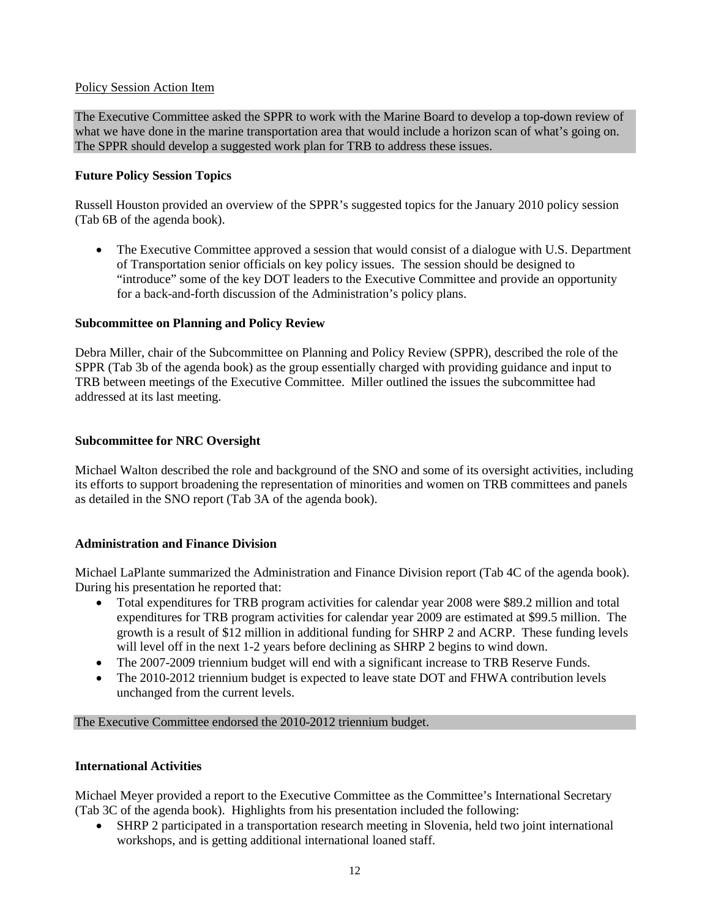Policy Session Action Item

The Executive Committee asked the SPPR to work with the Marine Board to develop a top-down review of what we have done in the marine transportation area that would include a horizon scan of what's going on. The SPPR should develop a suggested work plan for TRB to address these issues.

**Future Policy Session Topics**

Russell Houston provided an overview of the SPPR's suggested topics for the January 2010 policy session (Tab 6B of the agenda book).

- The Executive Committee approved a session that would consist of a dialogue with U.S. Department of Transportation senior officials on key policy issues. The session should be designed to "introduce" some of the key DOT leaders to the Executive Committee and provide an opportunity for a back-and-forth discussion of the Administration's policy plans.

**Subcommittee on Planning and Policy Review**

Debra Miller, chair of the Subcommittee on Planning and Policy Review (SPPR), described the role of the SPPR (Tab 3b of the agenda book) as the group essentially charged with providing guidance and input to TRB between meetings of the Executive Committee. Miller outlined the issues the subcommittee had addressed at its last meeting.

**Subcommittee for NRC Oversight**

Michael Walton described the role and background of the SNO and some of its oversight activities, including its efforts to support broadening the representation of minorities and women on TRB committees and panels as detailed in the SNO report (Tab 3A of the agenda book).

**Administration and Finance Division**

Michael LaPlante summarized the Administration and Finance Division report (Tab 4C of the agenda book). During his presentation he reported that:

- Total expenditures for TRB program activities for calendar year 2008 were $89.2 million and total expenditures for TRB program activities for calendar year 2009 are estimated at $99.5 million. The growth is a result of $12 million in additional funding for SHRP 2 and ACRP. These funding levels will level off in the next 1-2 years before declining as SHRP 2 begins to wind down.
- The 2007-2009 triennium budget will end with a significant increase to TRB Reserve Funds.
- The 2010-2012 triennium budget is expected to leave state DOT and FHWA contribution levels unchanged from the current levels.

The Executive Committee endorsed the 2010-2012 triennium budget.

**International Activities**

Michael Meyer provided a report to the Executive Committee as the Committee's International Secretary (Tab 3C of the agenda book). Highlights from his presentation included the following:

- SHRP 2 participated in a transportation research meeting in Slovenia, held two joint international workshops, and is getting additional international loaned staff.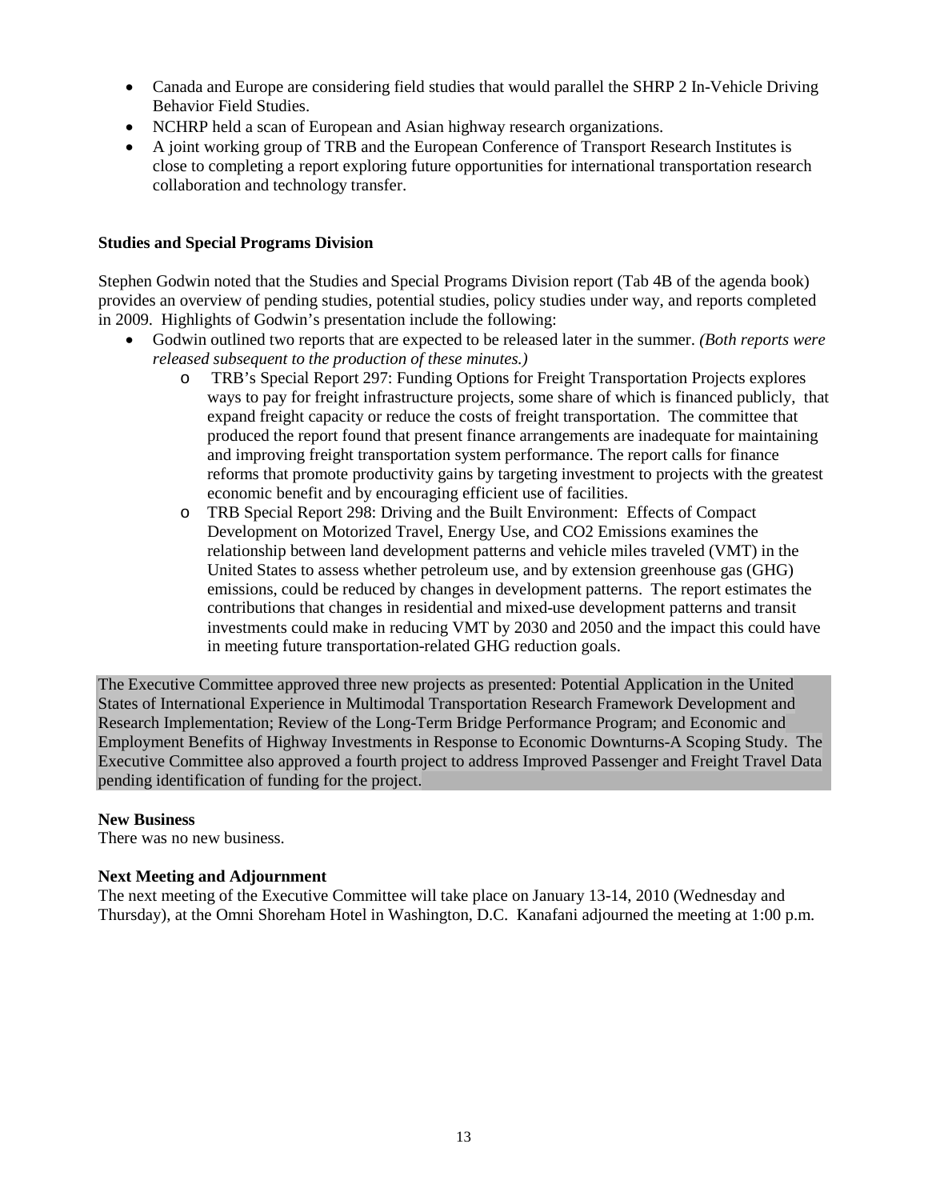- Canada and Europe are considering field studies that would parallel the SHRP 2 In-Vehicle Driving Behavior Field Studies.
- NCHRP held a scan of European and Asian highway research organizations.
- A joint working group of TRB and the European Conference of Transport Research Institutes is close to completing a report exploring future opportunities for international transportation research collaboration and technology transfer.

**Studies and Special Programs Division**

Stephen Godwin noted that the Studies and Special Programs Division report (Tab 4B of the agenda book) provides an overview of pending studies, potential studies, policy studies under way, and reports completed in 2009. Highlights of Godwin's presentation include the following:

- Godwin outlined two reports that are expected to be released later in the summer. *(Both reports were released subsequent to the production of these minutes.)*
  - TRB's Special Report 297: Funding Options for Freight Transportation Projects explores ways to pay for freight infrastructure projects, some share of which is financed publicly, that expand freight capacity or reduce the costs of freight transportation. The committee that produced the report found that present finance arrangements are inadequate for maintaining and improving freight transportation system performance. The report calls for finance reforms that promote productivity gains by targeting investment to projects with the greatest economic benefit and by encouraging efficient use of facilities.
  - TRB Special Report 298: Driving and the Built Environment: Effects of Compact Development on Motorized Travel, Energy Use, and CO2 Emissions examines the relationship between land development patterns and vehicle miles traveled (VMT) in the United States to assess whether petroleum use, and by extension greenhouse gas (GHG) emissions, could be reduced by changes in development patterns. The report estimates the contributions that changes in residential and mixed-use development patterns and transit investments could make in reducing VMT by 2030 and 2050 and the impact this could have in meeting future transportation-related GHG reduction goals.

The Executive Committee approved three new projects as presented: Potential Application in the United States of International Experience in Multimodal Transportation Research Framework Development and Research Implementation; Review of the Long-Term Bridge Performance Program; and Economic and Employment Benefits of Highway Investments in Response to Economic Downturns-A Scoping Study. The Executive Committee also approved a fourth project to address Improved Passenger and Freight Travel Data pending identification of funding for the project.

**New Business**

There was no new business.

**Next Meeting and Adjournment**

The next meeting of the Executive Committee will take place on January 13-14, 2010 (Wednesday and Thursday), at the Omni Shoreham Hotel in Washington, D.C. Kanafani adjourned the meeting at 1:00 p.m.